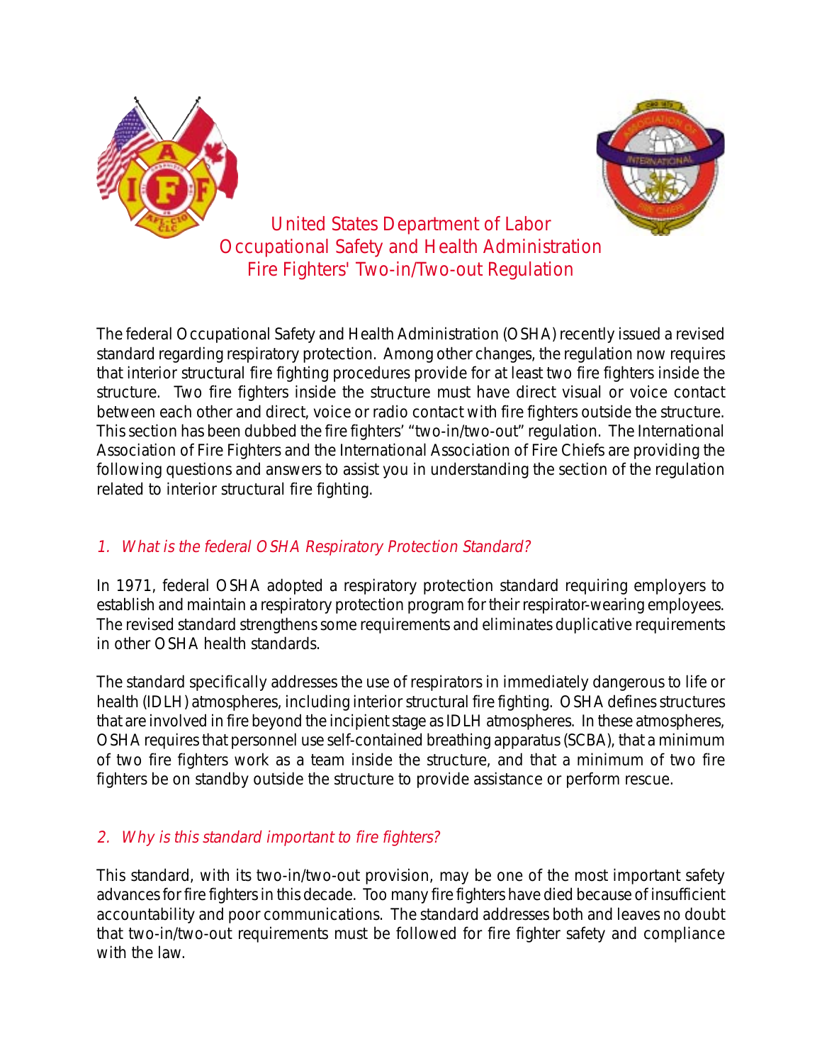# United States Department of Labor
# Occupational Safety and Health Administration
# Fire Fighters' Two-in/Two-out Regulation

The federal Occupational Safety and Health Administration (OSHA) recently issued a revised standard regarding respiratory protection. Among other changes, the regulation now requires that interior structural fire fighting procedures provide for at least two fire fighters inside the structure. Two fire fighters inside the structure must have direct visual or voice contact between each other and direct, voice or radio contact with fire fighters outside the structure. This section has been dubbed the fire fighters' "two-in/two-out" regulation. The International Association of Fire Fighters and the International Association of Fire Chiefs are providing the following questions and answers to assist you in understanding the section of the regulation related to interior structural fire fighting.

## *1. What is the federal OSHA Respiratory Protection Standard?*

In 1971, federal OSHA adopted a respiratory protection standard requiring employers to establish and maintain a respiratory protection program for their respirator-wearing employees. The revised standard strengthens some requirements and eliminates duplicative requirements in other OSHA health standards.

The standard specifically addresses the use of respirators in immediately dangerous to life or health (IDLH) atmospheres, including interior structural fire fighting. OSHA defines structures that are involved in fire beyond the incipient stage as IDLH atmospheres. In these atmospheres, OSHA requires that personnel use self-contained breathing apparatus (SCBA), that a minimum of two fire fighters work as a team inside the structure, and that a minimum of two fire fighters be on standby outside the structure to provide assistance or perform rescue.

## *2. Why is this standard important to fire fighters?*

This standard, with its two-in/two-out provision, may be one of the most important safety advances for fire fighters in this decade. Too many fire fighters have died because of insufficient accountability and poor communications. The standard addresses both and leaves no doubt that two-in/two-out requirements must be followed for fire fighter safety and compliance with the law.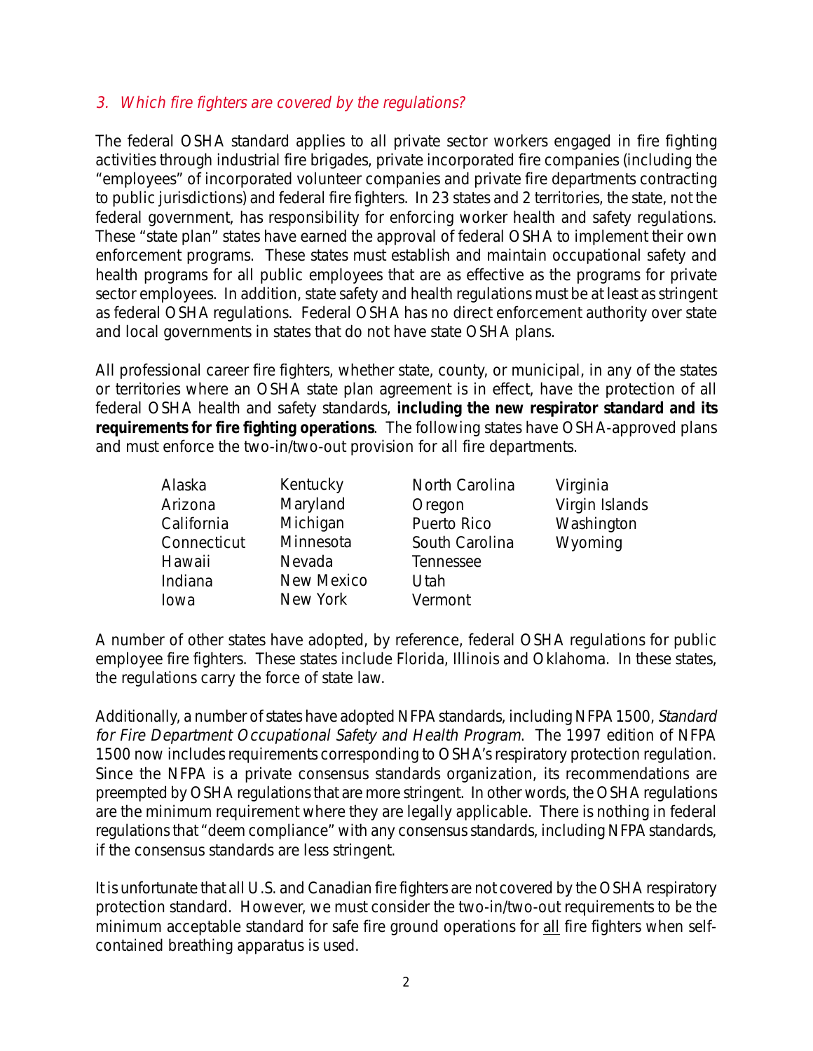### *3. Which fire fighters are covered by the regulations?*

The federal OSHA standard applies to all private sector workers engaged in fire fighting activities through industrial fire brigades, private incorporated fire companies (including the "employees" of incorporated volunteer companies and private fire departments contracting to public jurisdictions) and federal fire fighters. In 23 states and 2 territories, the state, not the federal government, has responsibility for enforcing worker health and safety regulations. These "state plan" states have earned the approval of federal OSHA to implement their own enforcement programs. These states must establish and maintain occupational safety and health programs for all public employees that are as effective as the programs for private sector employees. In addition, state safety and health regulations must be at least as stringent as federal OSHA regulations. Federal OSHA has no direct enforcement authority over state and local governments in states that do not have state OSHA plans.

All professional career fire fighters, whether state, county, or municipal, in any of the states or territories where an OSHA state plan agreement is in effect, have the protection of all federal OSHA health and safety standards, **including the new respirator standard and its requirements for fire fighting operations**. The following states have OSHA-approved plans and must enforce the two-in/two-out provision for all fire departments.

| | | | |
|---|---|---|---|
| Alaska | Kentucky | North Carolina | Virginia |
| Arizona | Maryland | Oregon | Virgin Islands |
| California | Michigan | Puerto Rico | Washington |
| Connecticut | Minnesota | South Carolina | Wyoming |
| Hawaii | Nevada | Tennessee | |
| Indiana | New Mexico | Utah | |
| Iowa | New York | Vermont | |

A number of other states have adopted, by reference, federal OSHA regulations for public employee fire fighters. These states include Florida, Illinois and Oklahoma. In these states, the regulations carry the force of state law.

Additionally, a number of states have adopted NFPA standards, including NFPA 1500, *Standard for Fire Department Occupational Safety and Health Program*. The 1997 edition of NFPA 1500 now includes requirements corresponding to OSHA's respiratory protection regulation. Since the NFPA is a private consensus standards organization, its recommendations are preempted by OSHA regulations that are more stringent. In other words, the OSHA regulations are the minimum requirement where they are legally applicable. There is nothing in federal regulations that "deem compliance" with any consensus standards, including NFPA standards, if the consensus standards are less stringent.

It is unfortunate that all U.S. and Canadian fire fighters are not covered by the OSHA respiratory protection standard. However, we must consider the two-in/two-out requirements to be the minimum acceptable standard for safe fire ground operations for <u>all</u> fire fighters when self-contained breathing apparatus is used.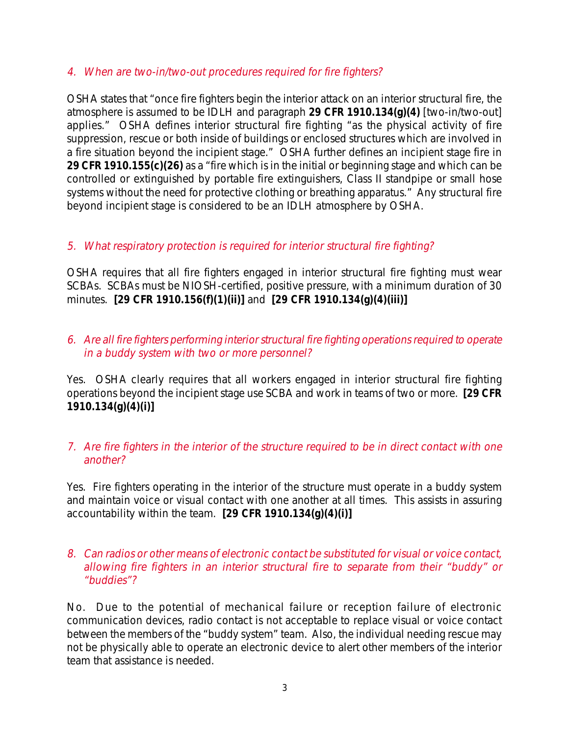### *4. When are two-in/two-out procedures required for fire fighters?*

OSHA states that "once fire fighters begin the interior attack on an interior structural fire, the atmosphere is assumed to be IDLH and paragraph **29 CFR 1910.134(g)(4)** [two-in/two-out] applies." OSHA defines interior structural fire fighting "as the physical activity of fire suppression, rescue or both inside of buildings or enclosed structures which are involved in a fire situation beyond the incipient stage." OSHA further defines an incipient stage fire in **29 CFR 1910.155(c)(26)** as a "fire which is in the initial or beginning stage and which can be controlled or extinguished by portable fire extinguishers, Class II standpipe or small hose systems without the need for protective clothing or breathing apparatus." Any structural fire beyond incipient stage is considered to be an IDLH atmosphere by OSHA.

### *5. What respiratory protection is required for interior structural fire fighting?*

OSHA requires that all fire fighters engaged in interior structural fire fighting must wear SCBAs. SCBAs must be NIOSH-certified, positive pressure, with a minimum duration of 30 minutes. **[29 CFR 1910.156(f)(1)(ii)]** and **[29 CFR 1910.134(g)(4)(iii)]**

### *6. Are all fire fighters performing interior structural fire fighting operations required to operate in a buddy system with two or more personnel?*

Yes. OSHA clearly requires that all workers engaged in interior structural fire fighting operations beyond the incipient stage use SCBA and work in teams of two or more. **[29 CFR 1910.134(g)(4)(i)]**

### *7. Are fire fighters in the interior of the structure required to be in direct contact with one another?*

Yes. Fire fighters operating in the interior of the structure must operate in a buddy system and maintain voice or visual contact with one another at all times. This assists in assuring accountability within the team. **[29 CFR 1910.134(g)(4)(i)]**

### *8. Can radios or other means of electronic contact be substituted for visual or voice contact, allowing fire fighters in an interior structural fire to separate from their "buddy" or "buddies"?*

No. Due to the potential of mechanical failure or reception failure of electronic communication devices, radio contact is not acceptable to replace visual or voice contact between the members of the "buddy system" team. Also, the individual needing rescue may not be physically able to operate an electronic device to alert other members of the interior team that assistance is needed.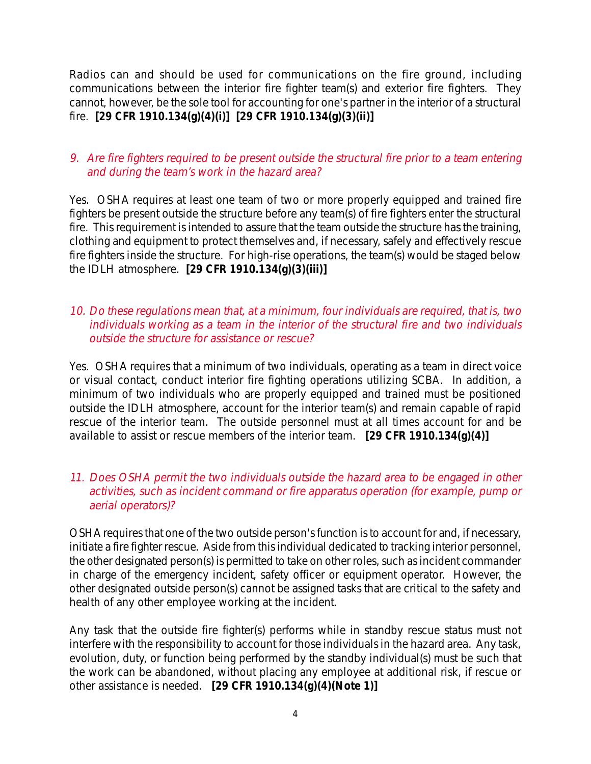Radios can and should be used for communications on the fire ground, including communications between the interior fire fighter team(s) and exterior fire fighters. They cannot, however, be the sole tool for accounting for one's partner in the interior of a structural fire. **[29 CFR 1910.134(g)(4)(i)] [29 CFR 1910.134(g)(3)(ii)]**

*9. Are fire fighters required to be present outside the structural fire prior to a team entering and during the team's work in the hazard area?*

Yes. OSHA requires at least one team of two or more properly equipped and trained fire fighters be present outside the structure before any team(s) of fire fighters enter the structural fire. This requirement is intended to assure that the team outside the structure has the training, clothing and equipment to protect themselves and, if necessary, safely and effectively rescue fire fighters inside the structure. For high-rise operations, the team(s) would be staged below the IDLH atmosphere. **[29 CFR 1910.134(g)(3)(iii)]**

*10. Do these regulations mean that, at a minimum, four individuals are required, that is, two individuals working as a team in the interior of the structural fire and two individuals outside the structure for assistance or rescue?*

Yes. OSHA requires that a minimum of two individuals, operating as a team in direct voice or visual contact, conduct interior fire fighting operations utilizing SCBA. In addition, a minimum of two individuals who are properly equipped and trained must be positioned outside the IDLH atmosphere, account for the interior team(s) and remain capable of rapid rescue of the interior team. The outside personnel must at all times account for and be available to assist or rescue members of the interior team. **[29 CFR 1910.134(g)(4)]**

*11. Does OSHA permit the two individuals outside the hazard area to be engaged in other activities, such as incident command or fire apparatus operation (for example, pump or aerial operators)?*

OSHA requires that one of the two outside person's function is to account for and, if necessary, initiate a fire fighter rescue. Aside from this individual dedicated to tracking interior personnel, the other designated person(s) is permitted to take on other roles, such as incident commander in charge of the emergency incident, safety officer or equipment operator. However, the other designated outside person(s) cannot be assigned tasks that are critical to the safety and health of any other employee working at the incident.

Any task that the outside fire fighter(s) performs while in standby rescue status must not interfere with the responsibility to account for those individuals in the hazard area. Any task, evolution, duty, or function being performed by the standby individual(s) must be such that the work can be abandoned, without placing any employee at additional risk, if rescue or other assistance is needed. **[29 CFR 1910.134(g)(4)(Note 1)]**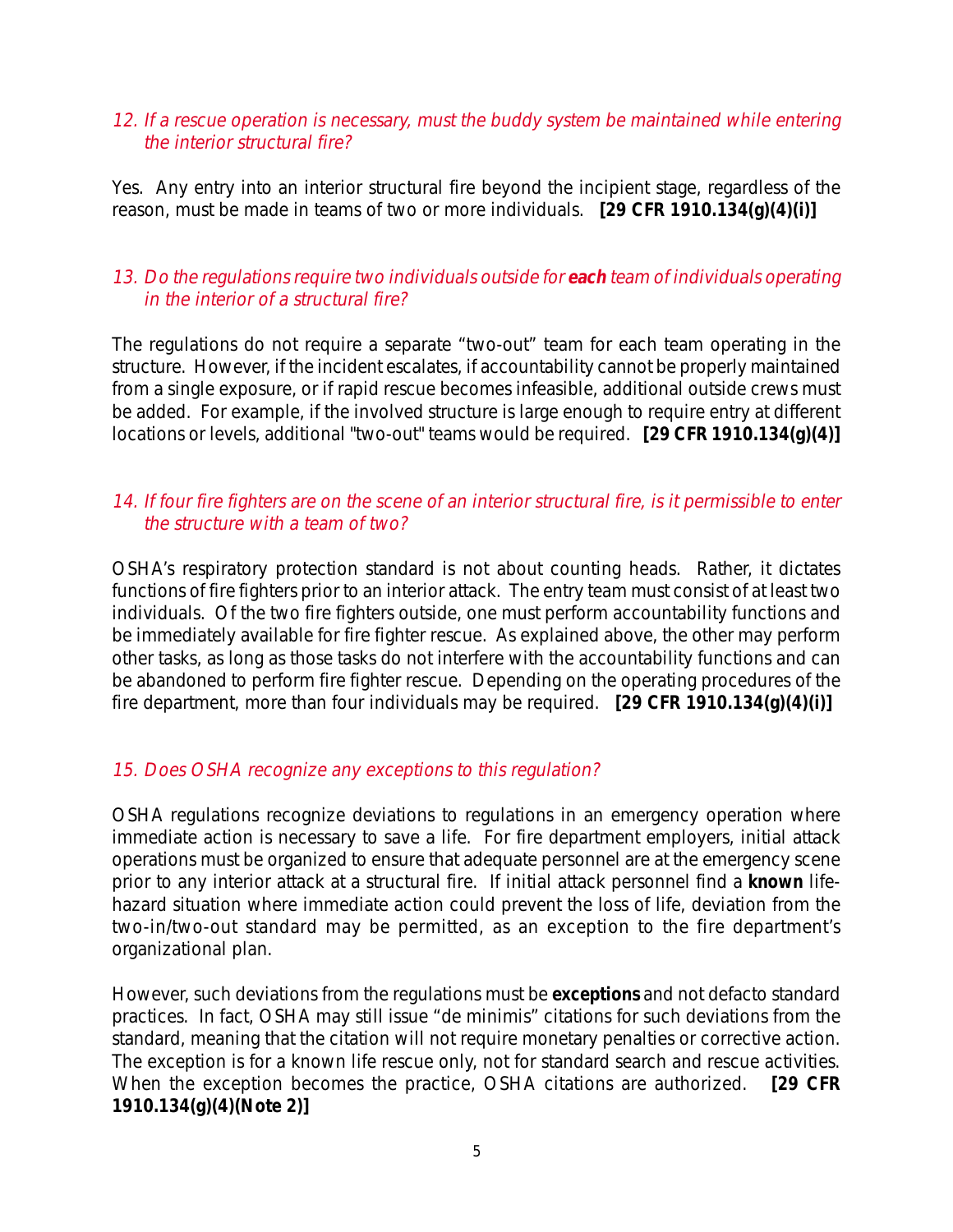*12. If a rescue operation is necessary, must the buddy system be maintained while entering the interior structural fire?*

Yes. Any entry into an interior structural fire beyond the incipient stage, regardless of the reason, must be made in teams of two or more individuals. **[29 CFR 1910.134(g)(4)(i)]**

*13. Do the regulations require two individuals outside for **each** team of individuals operating in the interior of a structural fire?*

The regulations do not require a separate "two-out" team for each team operating in the structure. However, if the incident escalates, if accountability cannot be properly maintained from a single exposure, or if rapid rescue becomes infeasible, additional outside crews must be added. For example, if the involved structure is large enough to require entry at different locations or levels, additional "two-out" teams would be required. **[29 CFR 1910.134(g)(4)]**

*14. If four fire fighters are on the scene of an interior structural fire, is it permissible to enter the structure with a team of two?*

OSHA's respiratory protection standard is not about counting heads. Rather, it dictates functions of fire fighters prior to an interior attack. The entry team must consist of at least two individuals. Of the two fire fighters outside, one must perform accountability functions and be immediately available for fire fighter rescue. As explained above, the other may perform other tasks, as long as those tasks do not interfere with the accountability functions and can be abandoned to perform fire fighter rescue. Depending on the operating procedures of the fire department, more than four individuals may be required. **[29 CFR 1910.134(g)(4)(i)]**

*15. Does OSHA recognize any exceptions to this regulation?*

OSHA regulations recognize deviations to regulations in an emergency operation where immediate action is necessary to save a life. For fire department employers, initial attack operations must be organized to ensure that adequate personnel are at the emergency scene prior to any interior attack at a structural fire. If initial attack personnel find a **known** life-hazard situation where immediate action could prevent the loss of life, deviation from the two-in/two-out standard may be permitted, as an exception to the fire department's organizational plan.

However, such deviations from the regulations must be **exceptions** and not defacto standard practices. In fact, OSHA may still issue "de minimis" citations for such deviations from the standard, meaning that the citation will not require monetary penalties or corrective action. The exception is for a known life rescue only, not for standard search and rescue activities. When the exception becomes the practice, OSHA citations are authorized. **[29 CFR 1910.134(g)(4)(Note 2)]**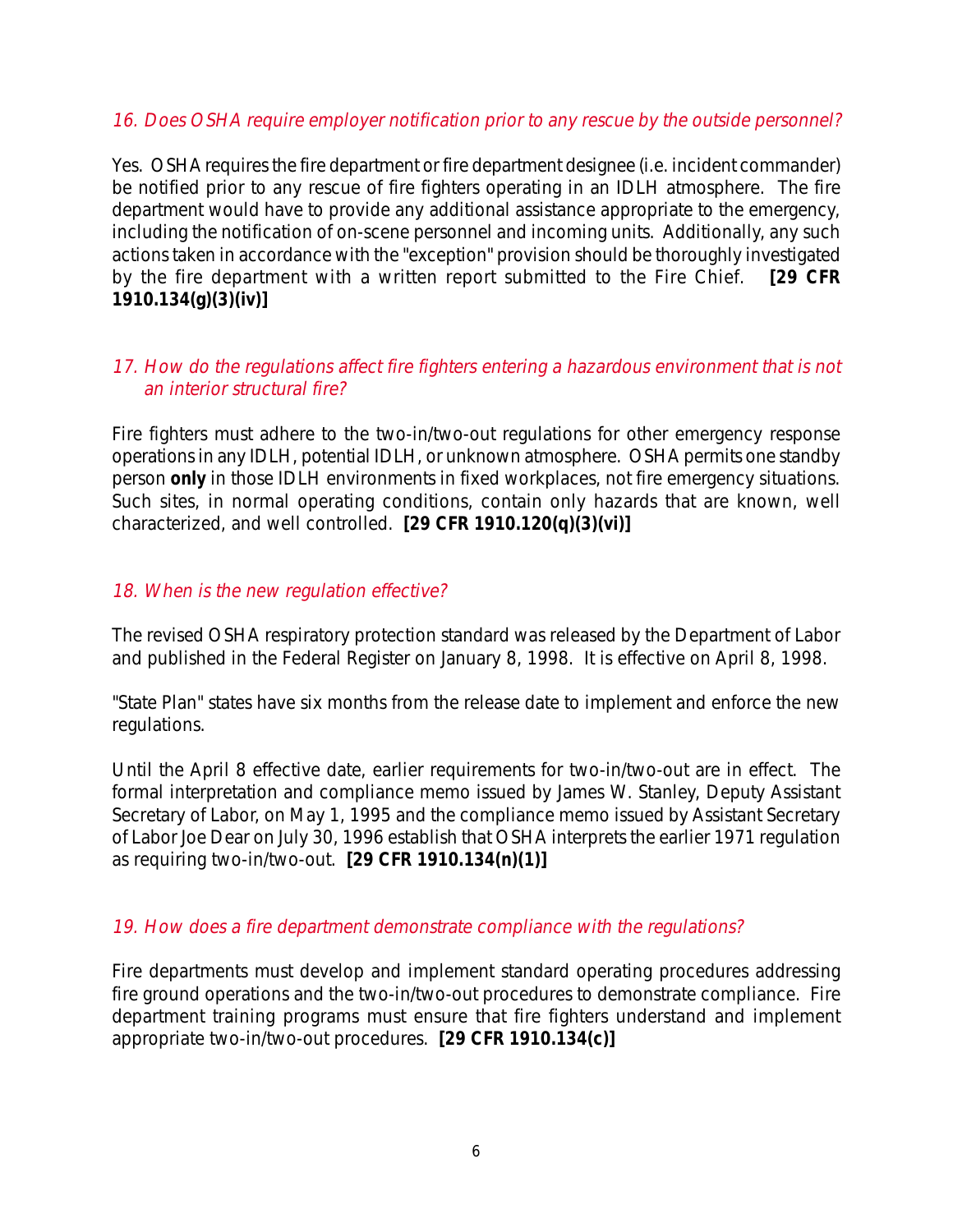*16. Does OSHA require employer notification prior to any rescue by the outside personnel?*

Yes. OSHA requires the fire department or fire department designee (i.e. incident commander) be notified prior to any rescue of fire fighters operating in an IDLH atmosphere. The fire department would have to provide any additional assistance appropriate to the emergency, including the notification of on-scene personnel and incoming units. Additionally, any such actions taken in accordance with the "exception" provision should be thoroughly investigated by the fire department with a written report submitted to the Fire Chief. **[29 CFR 1910.134(g)(3)(iv)]**

*17. How do the regulations affect fire fighters entering a hazardous environment that is not an interior structural fire?*

Fire fighters must adhere to the two-in/two-out regulations for other emergency response operations in any IDLH, potential IDLH, or unknown atmosphere. OSHA permits one standby person **only** in those IDLH environments in fixed workplaces, not fire emergency situations. Such sites, in normal operating conditions, contain only hazards that are known, well characterized, and well controlled. **[29 CFR 1910.120(q)(3)(vi)]**

*18. When is the new regulation effective?*

The revised OSHA respiratory protection standard was released by the Department of Labor and published in the Federal Register on January 8, 1998. It is effective on April 8, 1998.

"State Plan" states have six months from the release date to implement and enforce the new regulations.

Until the April 8 effective date, earlier requirements for two-in/two-out are in effect. The formal interpretation and compliance memo issued by James W. Stanley, Deputy Assistant Secretary of Labor, on May 1, 1995 and the compliance memo issued by Assistant Secretary of Labor Joe Dear on July 30, 1996 establish that OSHA interprets the earlier 1971 regulation as requiring two-in/two-out. **[29 CFR 1910.134(n)(1)]**

*19. How does a fire department demonstrate compliance with the regulations?*

Fire departments must develop and implement standard operating procedures addressing fire ground operations and the two-in/two-out procedures to demonstrate compliance. Fire department training programs must ensure that fire fighters understand and implement appropriate two-in/two-out procedures. **[29 CFR 1910.134(c)]**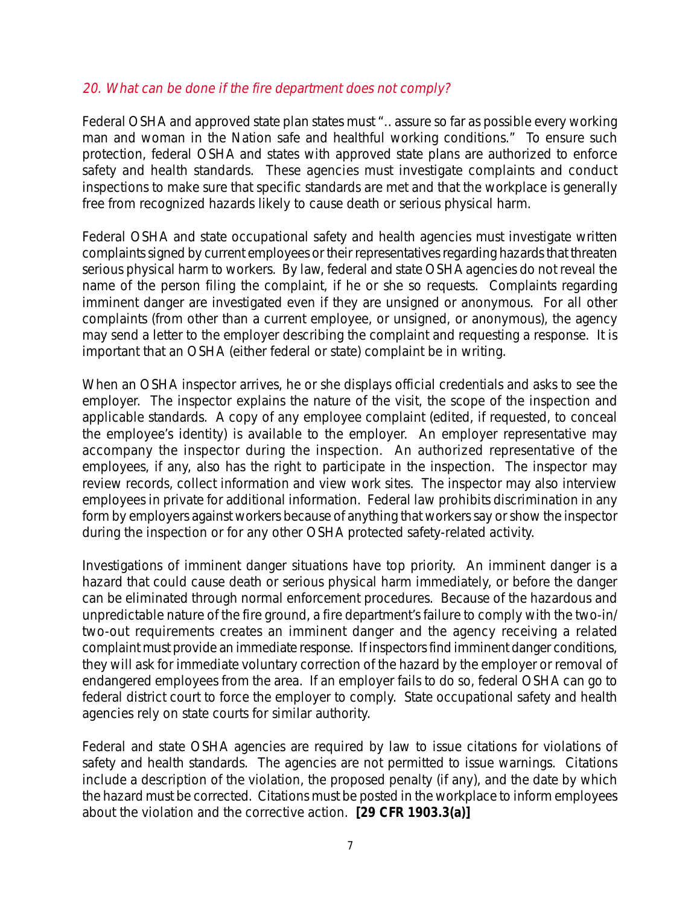### *20. What can be done if the fire department does not comply?*

Federal OSHA and approved state plan states must ".. assure so far as possible every working man and woman in the Nation safe and healthful working conditions." To ensure such protection, federal OSHA and states with approved state plans are authorized to enforce safety and health standards. These agencies must investigate complaints and conduct inspections to make sure that specific standards are met and that the workplace is generally free from recognized hazards likely to cause death or serious physical harm.

Federal OSHA and state occupational safety and health agencies must investigate written complaints signed by current employees or their representatives regarding hazards that threaten serious physical harm to workers. By law, federal and state OSHA agencies do not reveal the name of the person filing the complaint, if he or she so requests. Complaints regarding imminent danger are investigated even if they are unsigned or anonymous. For all other complaints (from other than a current employee, or unsigned, or anonymous), the agency may send a letter to the employer describing the complaint and requesting a response. It is important that an OSHA (either federal or state) complaint be in writing.

When an OSHA inspector arrives, he or she displays official credentials and asks to see the employer. The inspector explains the nature of the visit, the scope of the inspection and applicable standards. A copy of any employee complaint (edited, if requested, to conceal the employee's identity) is available to the employer. An employer representative may accompany the inspector during the inspection. An authorized representative of the employees, if any, also has the right to participate in the inspection. The inspector may review records, collect information and view work sites. The inspector may also interview employees in private for additional information. Federal law prohibits discrimination in any form by employers against workers because of anything that workers say or show the inspector during the inspection or for any other OSHA protected safety-related activity.

Investigations of imminent danger situations have top priority. An imminent danger is a hazard that could cause death or serious physical harm immediately, or before the danger can be eliminated through normal enforcement procedures. Because of the hazardous and unpredictable nature of the fire ground, a fire department's failure to comply with the two-in/two-out requirements creates an imminent danger and the agency receiving a related complaint must provide an immediate response. If inspectors find imminent danger conditions, they will ask for immediate voluntary correction of the hazard by the employer or removal of endangered employees from the area. If an employer fails to do so, federal OSHA can go to federal district court to force the employer to comply. State occupational safety and health agencies rely on state courts for similar authority.

Federal and state OSHA agencies are required by law to issue citations for violations of safety and health standards. The agencies are not permitted to issue warnings. Citations include a description of the violation, the proposed penalty (if any), and the date by which the hazard must be corrected. Citations must be posted in the workplace to inform employees about the violation and the corrective action. **[29 CFR 1903.3(a)]**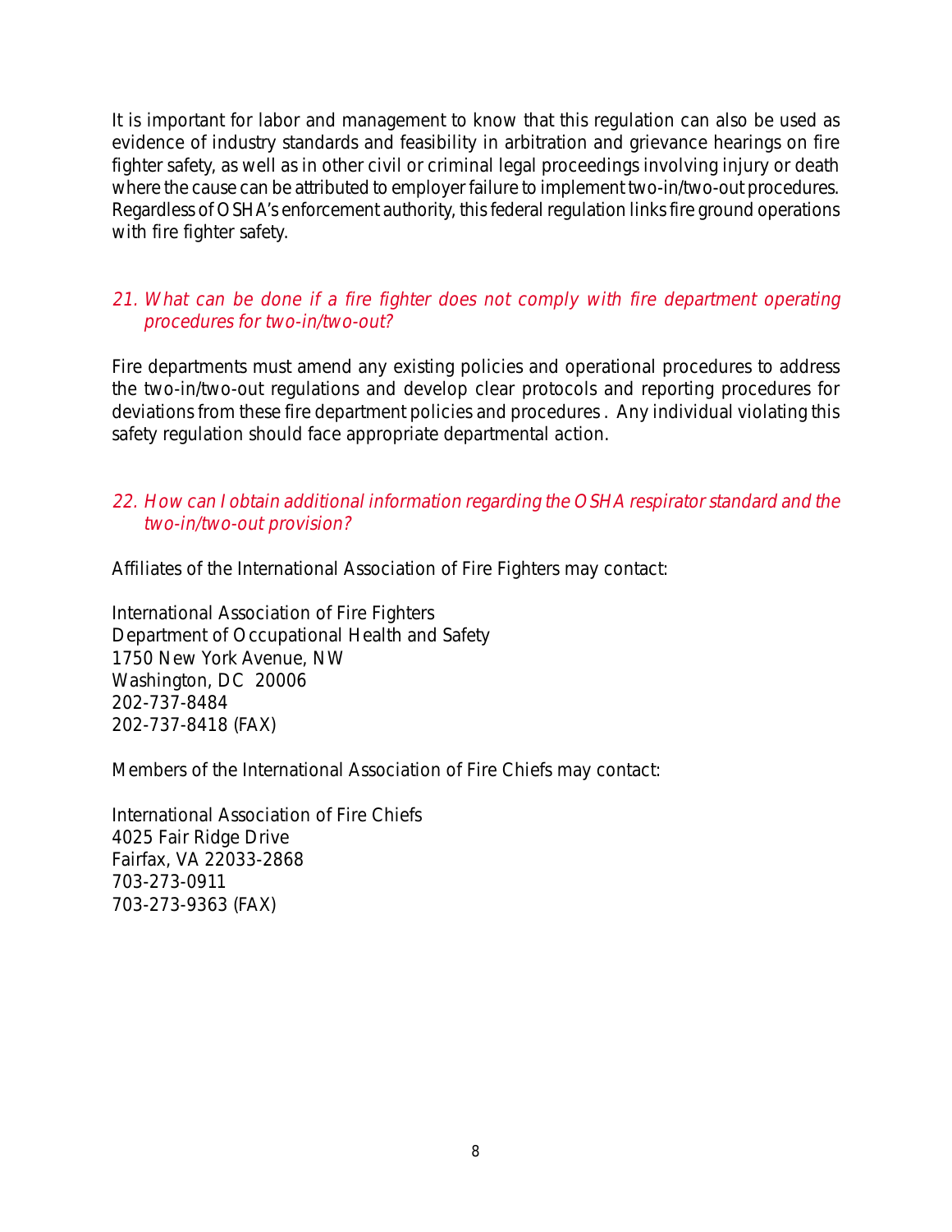It is important for labor and management to know that this regulation can also be used as evidence of industry standards and feasibility in arbitration and grievance hearings on fire fighter safety, as well as in other civil or criminal legal proceedings involving injury or death where the cause can be attributed to employer failure to implement two-in/two-out procedures. Regardless of OSHA's enforcement authority, this federal regulation links fire ground operations with fire fighter safety.

### *21. What can be done if a fire fighter does not comply with fire department operating procedures for two-in/two-out?*

Fire departments must amend any existing policies and operational procedures to address the two-in/two-out regulations and develop clear protocols and reporting procedures for deviations from these fire department policies and procedures . Any individual violating this safety regulation should face appropriate departmental action.

### *22. How can I obtain additional information regarding the OSHA respirator standard and the two-in/two-out provision?*

Affiliates of the International Association of Fire Fighters may contact:

International Association of Fire Fighters
Department of Occupational Health and Safety
1750 New York Avenue, NW
Washington, DC 20006
202-737-8484
202-737-8418 (FAX)

Members of the International Association of Fire Chiefs may contact:

International Association of Fire Chiefs
4025 Fair Ridge Drive
Fairfax, VA 22033-2868
703-273-0911
703-273-9363 (FAX)